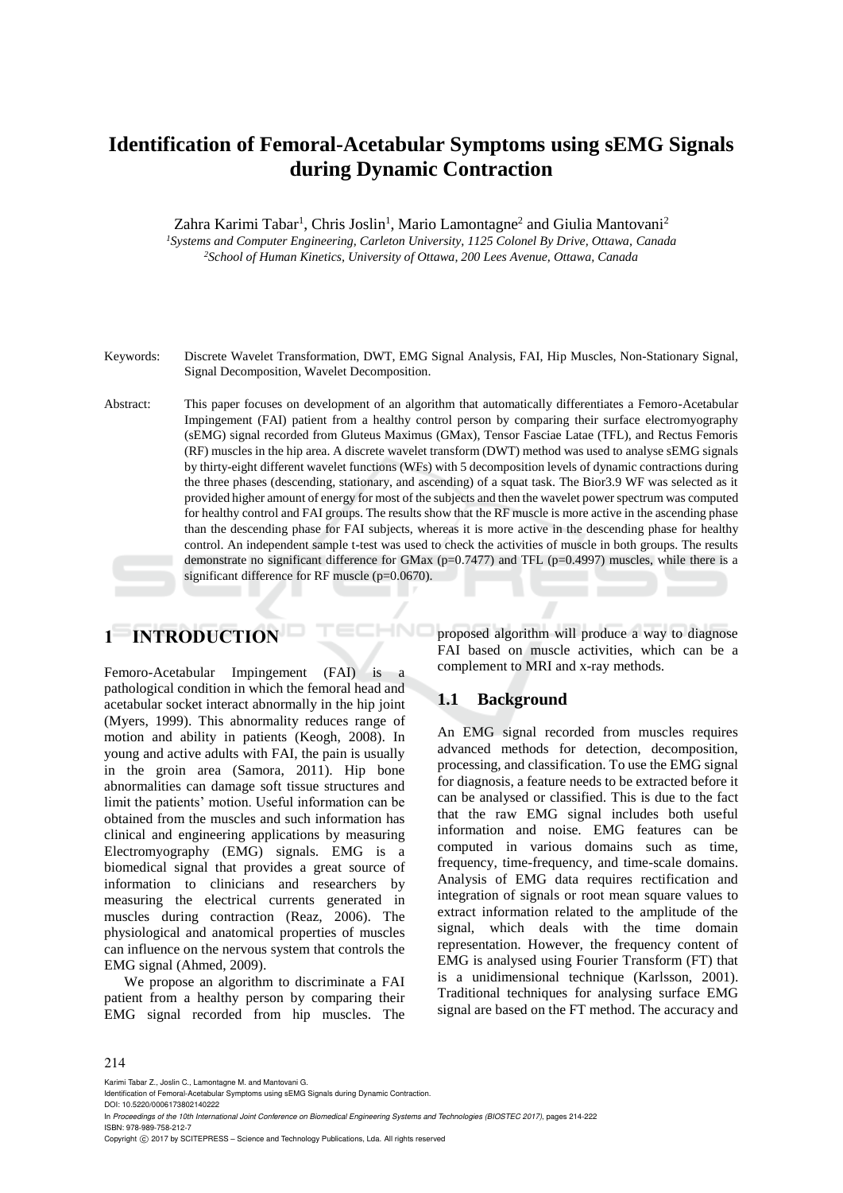# Identification of Femoral-Acetabular Symptoms using sEMG Signals during Dynamic Contraction

Zahra Karimi Tabar[1], Chris Joslin[1], Mario Lamontagne[2] and Giulia Mantovani[2]

[1]*Systems and Computer Engineering, Carleton University, 1125 Colonel By Drive, Ottawa, Canada*
[2]*School of Human Kinetics, University of Ottawa, 200 Lees Avenue, Ottawa, Canada*

Keywords: Discrete Wavelet Transformation, DWT, EMG Signal Analysis, FAI, Hip Muscles, Non-Stationary Signal, Signal Decomposition, Wavelet Decomposition.

Abstract: This paper focuses on development of an algorithm that automatically differentiates a Femoro-Acetabular Impingement (FAI) patient from a healthy control person by comparing their surface electromyography (sEMG) signal recorded from Gluteus Maximus (GMax), Tensor Fasciae Latae (TFL), and Rectus Femoris (RF) muscles in the hip area. A discrete wavelet transform (DWT) method was used to analyse sEMG signals by thirty-eight different wavelet functions (WFs) with 5 decomposition levels of dynamic contractions during the three phases (descending, stationary, and ascending) of a squat task. The Bior3.9 WF was selected as it provided higher amount of energy for most of the subjects and then the wavelet power spectrum was computed for healthy control and FAI groups. The results show that the RF muscle is more active in the ascending phase than the descending phase for FAI subjects, whereas it is more active in the descending phase for healthy control. An independent sample t-test was used to check the activities of muscle in both groups. The results demonstrate no significant difference for GMax ($p=0.7477$) and TFL ($p=0.4997$) muscles, while there is a significant difference for RF muscle ($p=0.0670$).

## 1 INTRODUCTION

Femoro-Acetabular Impingement (FAI) is a pathological condition in which the femoral head and acetabular socket interact abnormally in the hip joint (Myers, 1999). This abnormality reduces range of motion and ability in patients (Keogh, 2008). In young and active adults with FAI, the pain is usually in the groin area (Samora, 2011). Hip bone abnormalities can damage soft tissue structures and limit the patients' motion. Useful information can be obtained from the muscles and such information has clinical and engineering applications by measuring Electromyography (EMG) signals. EMG is a biomedical signal that provides a great source of information to clinicians and researchers by measuring the electrical currents generated in muscles during contraction (Reaz, 2006). The physiological and anatomical properties of muscles can influence on the nervous system that controls the EMG signal (Ahmed, 2009).

We propose an algorithm to discriminate a FAI patient from a healthy person by comparing their EMG signal recorded from hip muscles. The proposed algorithm will produce a way to diagnose FAI based on muscle activities, which can be a complement to MRI and x-ray methods.

### 1.1 Background

An EMG signal recorded from muscles requires advanced methods for detection, decomposition, processing, and classification. To use the EMG signal for diagnosis, a feature needs to be extracted before it can be analysed or classified. This is due to the fact that the raw EMG signal includes both useful information and noise. EMG features can be computed in various domains such as time, frequency, time-frequency, and time-scale domains. Analysis of EMG data requires rectification and integration of signals or root mean square values to extract information related to the amplitude of the signal, which deals with the time domain representation. However, the frequency content of EMG is analysed using Fourier Transform (FT) that is a unidimensional technique (Karlsson, 2001). Traditional techniques for analysing surface EMG signal are based on the FT method. The accuracy and

Karimi Tabar Z., Joslin C., Lamontagne M. and Mantovani G.
Identification of Femoral-Acetabular Symptoms using sEMG Signals during Dynamic Contraction.
DOI: 10.5220/0006173802140222
In *Proceedings of the 10th International Joint Conference on Biomedical Engineering Systems and Technologies (BIOSTEC 2017)*, pages 214-222
ISBN: 978-989-758-212-7
Copyright © 2017 by SCITEPRESS – Science and Technology Publications, Lda. All rights reserved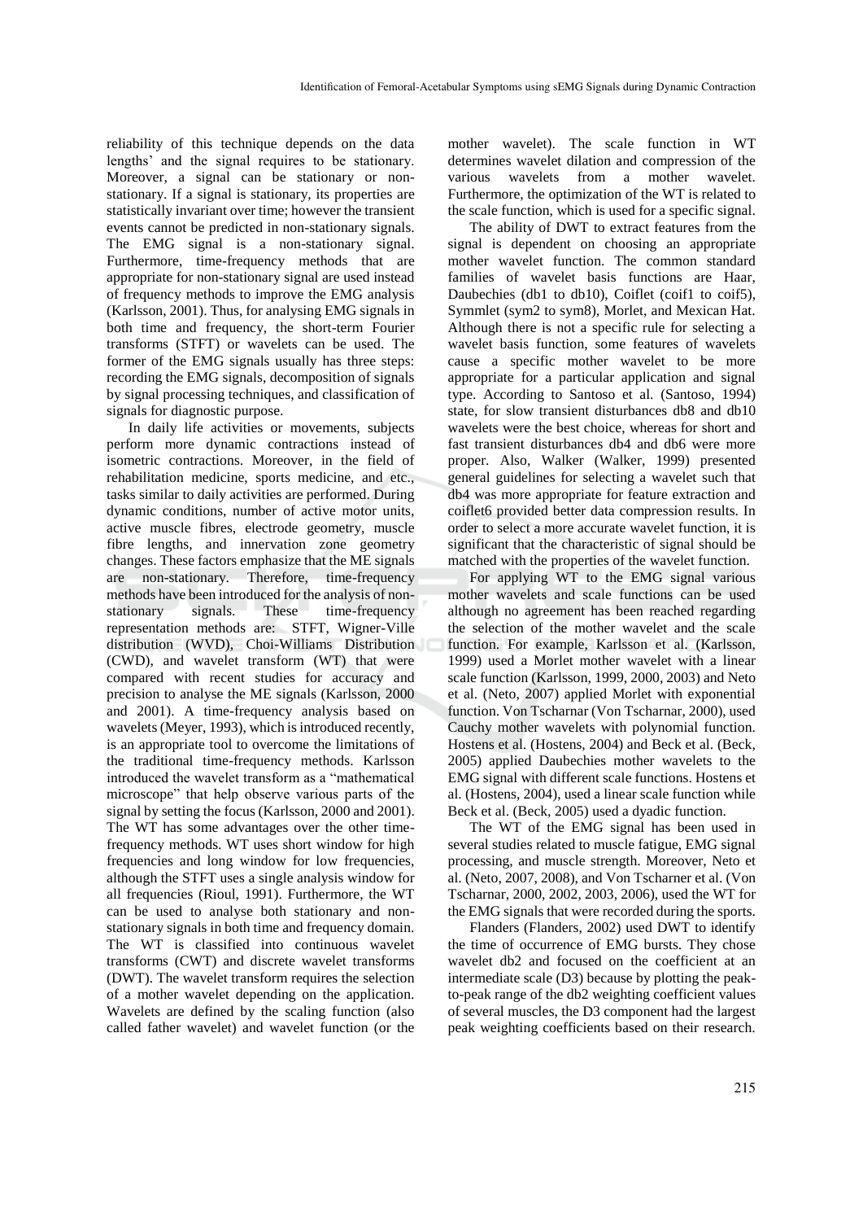reliability of this technique depends on the data lengths' and the signal requires to be stationary. Moreover, a signal can be stationary or non-stationary. If a signal is stationary, its properties are statistically invariant over time; however the transient events cannot be predicted in non-stationary signals. The EMG signal is a non-stationary signal. Furthermore, time-frequency methods that are appropriate for non-stationary signal are used instead of frequency methods to improve the EMG analysis (Karlsson, 2001). Thus, for analysing EMG signals in both time and frequency, the short-term Fourier transforms (STFT) or wavelets can be used. The former of the EMG signals usually has three steps: recording the EMG signals, decomposition of signals by signal processing techniques, and classification of signals for diagnostic purpose.

In daily life activities or movements, subjects perform more dynamic contractions instead of isometric contractions. Moreover, in the field of rehabilitation medicine, sports medicine, and etc., tasks similar to daily activities are performed. During dynamic conditions, number of active motor units, active muscle fibres, electrode geometry, muscle fibre lengths, and innervation zone geometry changes. These factors emphasize that the ME signals are non-stationary. Therefore, time-frequency methods have been introduced for the analysis of non-stationary signals. These time-frequency representation methods are: STFT, Wigner-Ville distribution (WVD), Choi-Williams Distribution (CWD), and wavelet transform (WT) that were compared with recent studies for accuracy and precision to analyse the ME signals (Karlsson, 2000 and 2001). A time-frequency analysis based on wavelets (Meyer, 1993), which is introduced recently, is an appropriate tool to overcome the limitations of the traditional time-frequency methods. Karlsson introduced the wavelet transform as a "mathematical microscope" that help observe various parts of the signal by setting the focus (Karlsson, 2000 and 2001). The WT has some advantages over the other time-frequency methods. WT uses short window for high frequencies and long window for low frequencies, although the STFT uses a single analysis window for all frequencies (Rioul, 1991). Furthermore, the WT can be used to analyse both stationary and non-stationary signals in both time and frequency domain. The WT is classified into continuous wavelet transforms (CWT) and discrete wavelet transforms (DWT). The wavelet transform requires the selection of a mother wavelet depending on the application. Wavelets are defined by the scaling function (also called father wavelet) and wavelet function (or the mother wavelet). The scale function in WT determines wavelet dilation and compression of the various wavelets from a mother wavelet. Furthermore, the optimization of the WT is related to the scale function, which is used for a specific signal.

The ability of DWT to extract features from the signal is dependent on choosing an appropriate mother wavelet function. The common standard families of wavelet basis functions are Haar, Daubechies (db1 to db10), Coiflet (coif1 to coif5), Symmlet (sym2 to sym8), Morlet, and Mexican Hat. Although there is not a specific rule for selecting a wavelet basis function, some features of wavelets cause a specific mother wavelet to be more appropriate for a particular application and signal type. According to Santoso et al. (Santoso, 1994) state, for slow transient disturbances db8 and db10 wavelets were the best choice, whereas for short and fast transient disturbances db4 and db6 were more proper. Also, Walker (Walker, 1999) presented general guidelines for selecting a wavelet such that db4 was more appropriate for feature extraction and coiflet6 provided better data compression results. In order to select a more accurate wavelet function, it is significant that the characteristic of signal should be matched with the properties of the wavelet function.

For applying WT to the EMG signal various mother wavelets and scale functions can be used although no agreement has been reached regarding the selection of the mother wavelet and the scale function. For example, Karlsson et al. (Karlsson, 1999) used a Morlet mother wavelet with a linear scale function (Karlsson, 1999, 2000, 2003) and Neto et al. (Neto, 2007) applied Morlet with exponential function. Von Tscharnar (Von Tscharnar, 2000), used Cauchy mother wavelets with polynomial function. Hostens et al. (Hostens, 2004) and Beck et al. (Beck, 2005) applied Daubechies mother wavelets to the EMG signal with different scale functions. Hostens et al. (Hostens, 2004), used a linear scale function while Beck et al. (Beck, 2005) used a dyadic function.

The WT of the EMG signal has been used in several studies related to muscle fatigue, EMG signal processing, and muscle strength. Moreover, Neto et al. (Neto, 2007, 2008), and Von Tscharner et al. (Von Tscharnar, 2000, 2002, 2003, 2006), used the WT for the EMG signals that were recorded during the sports.

Flanders (Flanders, 2002) used DWT to identify the time of occurrence of EMG bursts. They chose wavelet db2 and focused on the coefficient at an intermediate scale (D3) because by plotting the peak-to-peak range of the db2 weighting coefficient values of several muscles, the D3 component had the largest peak weighting coefficients based on their research.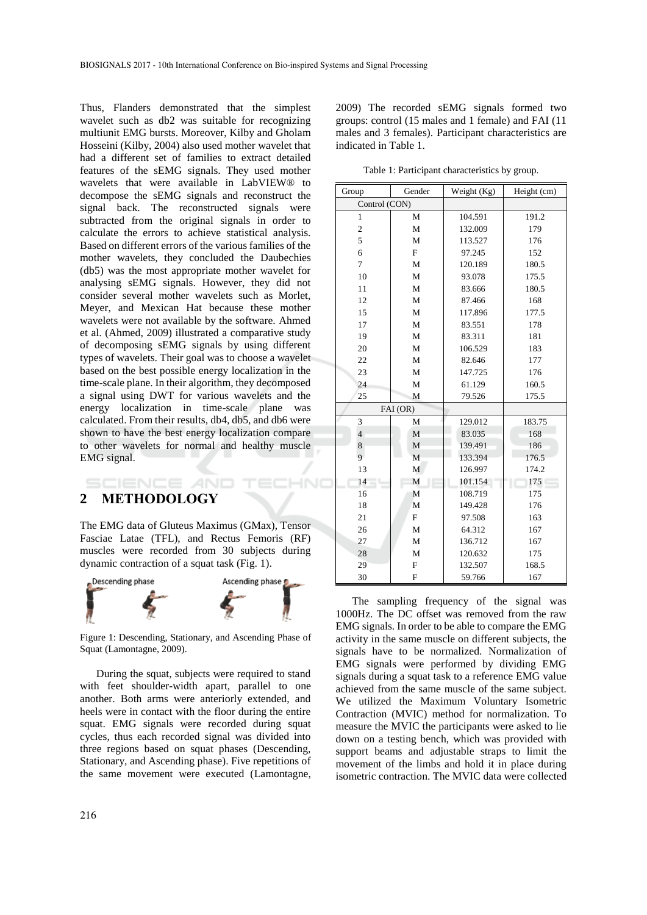Thus, Flanders demonstrated that the simplest wavelet such as db2 was suitable for recognizing multiunit EMG bursts. Moreover, Kilby and Gholam Hosseini (Kilby, 2004) also used mother wavelet that had a different set of families to extract detailed features of the sEMG signals. They used mother wavelets that were available in LabVIEW® to decompose the sEMG signals and reconstruct the signal back. The reconstructed signals were subtracted from the original signals in order to calculate the errors to achieve statistical analysis. Based on different errors of the various families of the mother wavelets, they concluded the Daubechies (db5) was the most appropriate mother wavelet for analysing sEMG signals. However, they did not consider several mother wavelets such as Morlet, Meyer, and Mexican Hat because these mother wavelets were not available by the software. Ahmed et al. (Ahmed, 2009) illustrated a comparative study of decomposing sEMG signals by using different types of wavelets. Their goal was to choose a wavelet based on the best possible energy localization in the time-scale plane. In their algorithm, they decomposed a signal using DWT for various wavelets and the energy localization in time-scale plane was calculated. From their results, db4, db5, and db6 were shown to have the best energy localization compare to other wavelets for normal and healthy muscle EMG signal.

## 2 METHODOLOGY

The EMG data of Gluteus Maximus (GMax), Tensor Fasciae Latae (TFL), and Rectus Femoris (RF) muscles were recorded from 30 subjects during dynamic contraction of a squat task (Fig. 1).

Figure 1: Descending, Stationary, and Ascending Phase of Squat (Lamontagne, 2009).

During the squat, subjects were required to stand with feet shoulder-width apart, parallel to one another. Both arms were anteriorly extended, and heels were in contact with the floor during the entire squat. EMG signals were recorded during squat cycles, thus each recorded signal was divided into three regions based on squat phases (Descending, Stationary, and Ascending phase). Five repetitions of the same movement were executed (Lamontagne, 2009) The recorded sEMG signals formed two groups: control (15 males and 1 female) and FAI (11 males and 3 females). Participant characteristics are indicated in Table 1.

Table 1: Participant characteristics by group.

| Group | Gender | Weight (Kg) | Height (cm) |
|---|---|---|---|
| Control (CON) | | | |
| 1 | M | 104.591 | 191.2 |
| 2 | M | 132.009 | 179 |
| 5 | M | 113.527 | 176 |
| 6 | F | 97.245 | 152 |
| 7 | M | 120.189 | 180.5 |
| 10 | M | 93.078 | 175.5 |
| 11 | M | 83.666 | 180.5 |
| 12 | M | 87.466 | 168 |
| 15 | M | 117.896 | 177.5 |
| 17 | M | 83.551 | 178 |
| 19 | M | 83.311 | 181 |
| 20 | M | 106.529 | 183 |
| 22 | M | 82.646 | 177 |
| 23 | M | 147.725 | 176 |
| 24 | M | 61.129 | 160.5 |
| 25 | M | 79.526 | 175.5 |
| FAI (OR) | | | |
| 3 | M | 129.012 | 183.75 |
| 4 | M | 83.035 | 168 |
| 8 | M | 139.491 | 186 |
| 9 | M | 133.394 | 176.5 |
| 13 | M | 126.997 | 174.2 |
| 14 | M | 101.154 | 175 |
| 16 | M | 108.719 | 175 |
| 18 | M | 149.428 | 176 |
| 21 | F | 97.508 | 163 |
| 26 | M | 64.312 | 167 |
| 27 | M | 136.712 | 167 |
| 28 | M | 120.632 | 175 |
| 29 | F | 132.507 | 168.5 |
| 30 | F | 59.766 | 167 |

The sampling frequency of the signal was 1000Hz. The DC offset was removed from the raw EMG signals. In order to be able to compare the EMG activity in the same muscle on different subjects, the signals have to be normalized. Normalization of EMG signals were performed by dividing EMG signals during a squat task to a reference EMG value achieved from the same muscle of the same subject. We utilized the Maximum Voluntary Isometric Contraction (MVIC) method for normalization. To measure the MVIC the participants were asked to lie down on a testing bench, which was provided with support beams and adjustable straps to limit the movement of the limbs and hold it in place during isometric contraction. The MVIC data were collected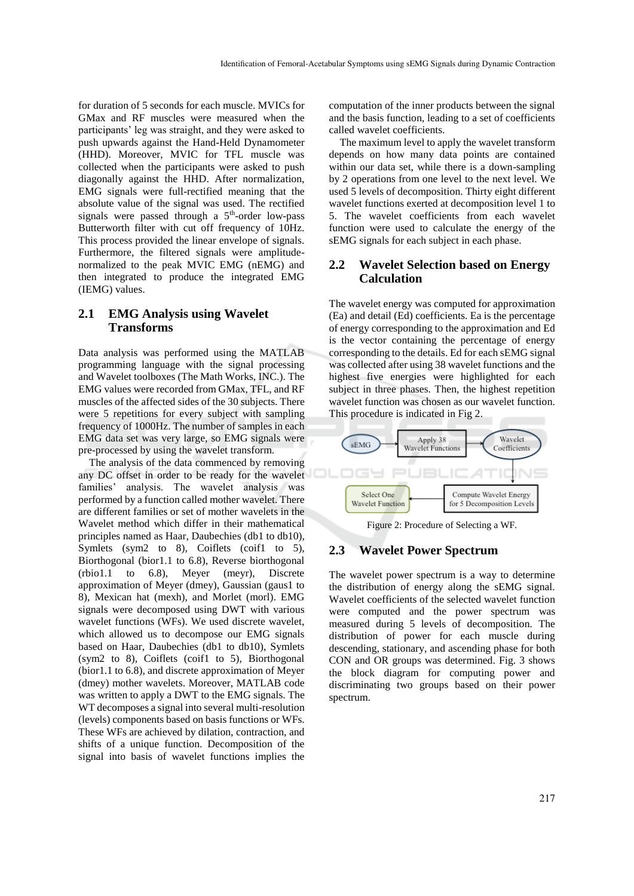for duration of 5 seconds for each muscle. MVICs for GMax and RF muscles were measured when the participants' leg was straight, and they were asked to push upwards against the Hand-Held Dynamometer (HHD). Moreover, MVIC for TFL muscle was collected when the participants were asked to push diagonally against the HHD. After normalization, EMG signals were full-rectified meaning that the absolute value of the signal was used. The rectified signals were passed through a $5^{th}$-order low-pass Butterworth filter with cut off frequency of 10Hz. This process provided the linear envelope of signals. Furthermore, the filtered signals were amplitude-normalized to the peak MVIC EMG (nEMG) and then integrated to produce the integrated EMG (IEMG) values.

## 2.1 EMG Analysis using Wavelet Transforms

Data analysis was performed using the MATLAB programming language with the signal processing and Wavelet toolboxes (The Math Works, INC.). The EMG values were recorded from GMax, TFL, and RF muscles of the affected sides of the 30 subjects. There were 5 repetitions for every subject with sampling frequency of 1000Hz. The number of samples in each EMG data set was very large, so EMG signals were pre-processed by using the wavelet transform.

The analysis of the data commenced by removing any DC offset in order to be ready for the wavelet families' analysis. The wavelet analysis was performed by a function called mother wavelet. There are different families or set of mother wavelets in the Wavelet method which differ in their mathematical principles named as Haar, Daubechies (db1 to db10), Symlets (sym2 to 8), Coiflets (coif1 to 5), Biorthogonal (bior1.1 to 6.8), Reverse biorthogonal (rbio1.1 to 6.8), Meyer (meyr), Discrete approximation of Meyer (dmey), Gaussian (gaus1 to 8), Mexican hat (mexh), and Morlet (morl). EMG signals were decomposed using DWT with various wavelet functions (WFs). We used discrete wavelet, which allowed us to decompose our EMG signals based on Haar, Daubechies (db1 to db10), Symlets (sym2 to 8), Coiflets (coif1 to 5), Biorthogonal (bior1.1 to 6.8), and discrete approximation of Meyer (dmey) mother wavelets. Moreover, MATLAB code was written to apply a DWT to the EMG signals. The WT decomposes a signal into several multi-resolution (levels) components based on basis functions or WFs. These WFs are achieved by dilation, contraction, and shifts of a unique function. Decomposition of the signal into basis of wavelet functions implies the computation of the inner products between the signal and the basis function, leading to a set of coefficients called wavelet coefficients.

The maximum level to apply the wavelet transform depends on how many data points are contained within our data set, while there is a down-sampling by 2 operations from one level to the next level. We used 5 levels of decomposition. Thirty eight different wavelet functions exerted at decomposition level 1 to 5. The wavelet coefficients from each wavelet function were used to calculate the energy of the sEMG signals for each subject in each phase.

## 2.2 Wavelet Selection based on Energy Calculation

The wavelet energy was computed for approximation (Ea) and detail (Ed) coefficients. Ea is the percentage of energy corresponding to the approximation and Ed is the vector containing the percentage of energy corresponding to the details. Ed for each sEMG signal was collected after using 38 wavelet functions and the highest five energies were highlighted for each subject in three phases. Then, the highest repetition wavelet function was chosen as our wavelet function. This procedure is indicated in Fig 2.

sEMG → Apply 38 Wavelet Functions → Wavelet Coefficients → Compute Wavelet Energy for 5 Decomposition Levels → Select One Wavelet Function

Figure 2: Procedure of Selecting a WF.

## 2.3 Wavelet Power Spectrum

The wavelet power spectrum is a way to determine the distribution of energy along the sEMG signal. Wavelet coefficients of the selected wavelet function were computed and the power spectrum was measured during 5 levels of decomposition. The distribution of power for each muscle during descending, stationary, and ascending phase for both CON and OR groups was determined. Fig. 3 shows the block diagram for computing power and discriminating two groups based on their power spectrum.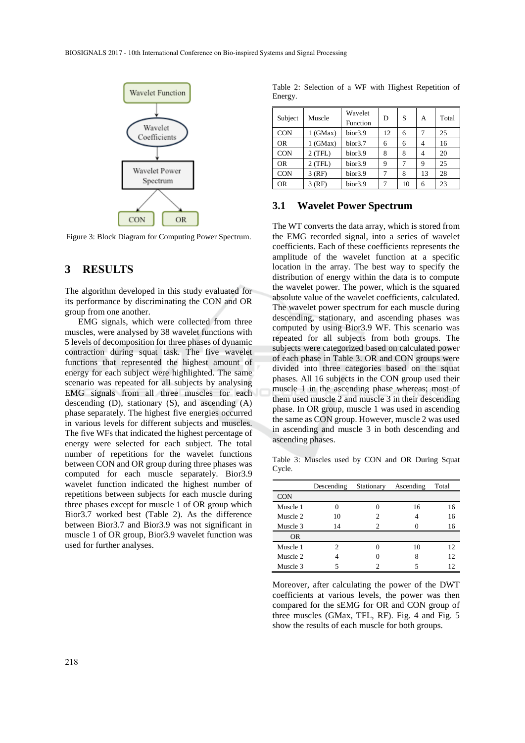Figure 3: Block Diagram for Computing Power Spectrum.

## 3 RESULTS

The algorithm developed in this study evaluated for its performance by discriminating the CON and OR group from one another.

EMG signals, which were collected from three muscles, were analysed by 38 wavelet functions with 5 levels of decomposition for three phases of dynamic contraction during squat task. The five wavelet functions that represented the highest amount of energy for each subject were highlighted. The same scenario was repeated for all subjects by analysing EMG signals from all three muscles for each descending (D), stationary (S), and ascending (A) phase separately. The highest five energies occurred in various levels for different subjects and muscles. The five WFs that indicated the highest percentage of energy were selected for each subject. The total number of repetitions for the wavelet functions between CON and OR group during three phases was computed for each muscle separately. Bior3.9 wavelet function indicated the highest number of repetitions between subjects for each muscle during three phases except for muscle 1 of OR group which Bior3.7 worked best (Table 2). As the difference between Bior3.7 and Bior3.9 was not significant in muscle 1 of OR group, Bior3.9 wavelet function was used for further analyses.

Table 2: Selection of a WF with Highest Repetition of Energy.

| Subject | Muscle | Wavelet Function | D | S | A | Total |
|---|---|---|---|---|---|---|
| CON | 1 (GMax) | bior3.9 | 12 | 6 | 7 | 25 |
| OR | 1 (GMax) | bior3.7 | 6 | 6 | 4 | 16 |
| CON | 2 (TFL) | bior3.9 | 8 | 8 | 4 | 20 |
| OR | 2 (TFL) | bior3.9 | 9 | 7 | 9 | 25 |
| CON | 3 (RF) | bior3.9 | 7 | 8 | 13 | 28 |
| OR | 3 (RF) | bior3.9 | 7 | 10 | 6 | 23 |

### 3.1 Wavelet Power Spectrum

The WT converts the data array, which is stored from the EMG recorded signal, into a series of wavelet coefficients. Each of these coefficients represents the amplitude of the wavelet function at a specific location in the array. The best way to specify the distribution of energy within the data is to compute the wavelet power. The power, which is the squared absolute value of the wavelet coefficients, calculated. The wavelet power spectrum for each muscle during descending, stationary, and ascending phases was computed by using Bior3.9 WF. This scenario was repeated for all subjects from both groups. The subjects were categorized based on calculated power of each phase in Table 3. OR and CON groups were divided into three categories based on the squat phases. All 16 subjects in the CON group used their muscle 1 in the ascending phase whereas; most of them used muscle 2 and muscle 3 in their descending phase. In OR group, muscle 1 was used in ascending the same as CON group. However, muscle 2 was used in ascending and muscle 3 in both descending and ascending phases.

Table 3: Muscles used by CON and OR During Squat Cycle.

| | Descending | Stationary | Ascending | Total |
|---|---|---|---|---|
| CON | | | | |
| Muscle 1 | 0 | 0 | 16 | 16 |
| Muscle 2 | 10 | 2 | 4 | 16 |
| Muscle 3 | 14 | 2 | 0 | 16 |
| OR | | | | |
| Muscle 1 | 2 | 0 | 10 | 12 |
| Muscle 2 | 4 | 0 | 8 | 12 |
| Muscle 3 | 5 | 2 | 5 | 12 |

Moreover, after calculating the power of the DWT coefficients at various levels, the power was then compared for the sEMG for OR and CON group of three muscles (GMax, TFL, RF). Fig. 4 and Fig. 5 show the results of each muscle for both groups.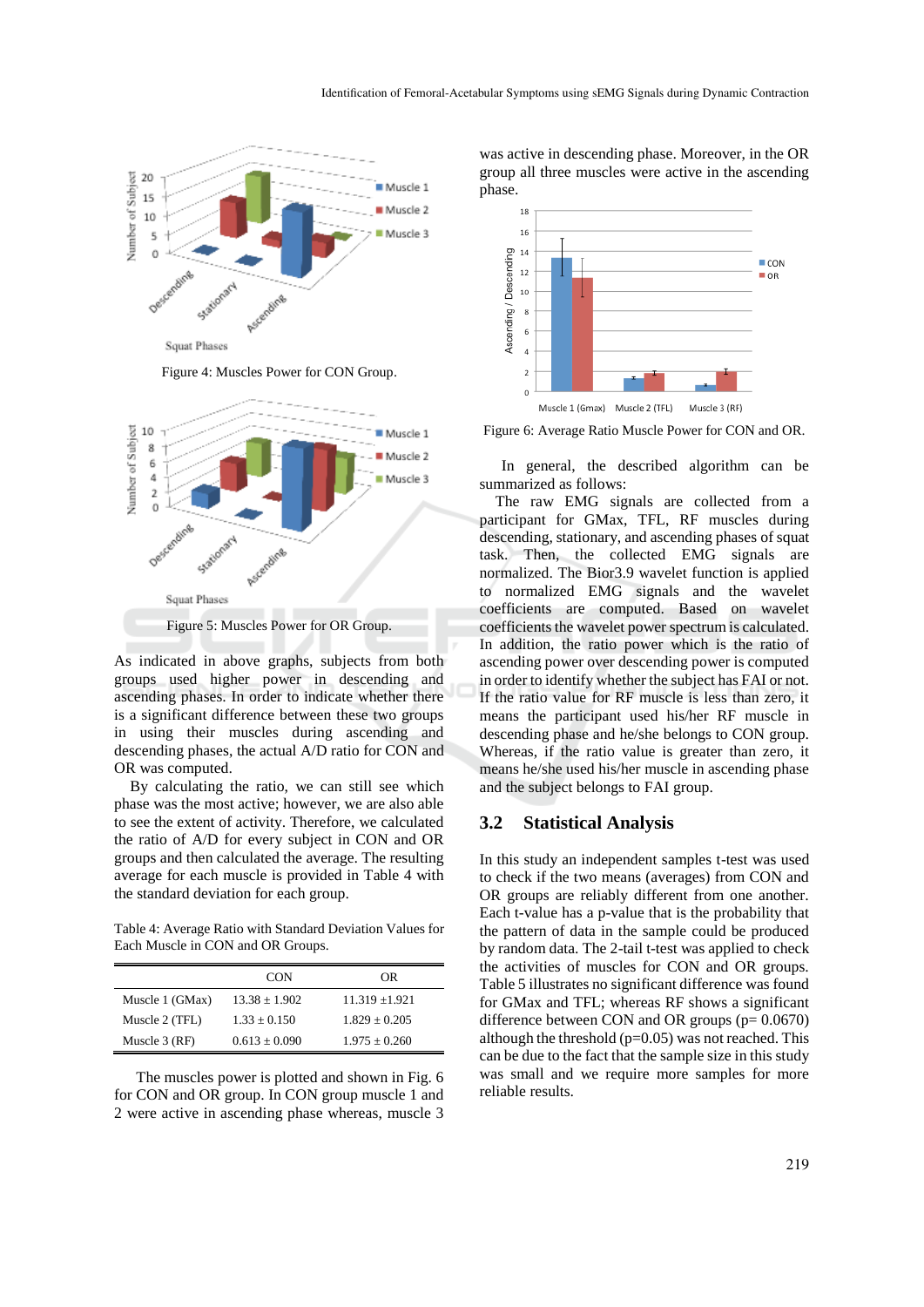Figure 4: Muscles Power for CON Group.

Figure 5: Muscles Power for OR Group.

As indicated in above graphs, subjects from both groups used higher power in descending and ascending phases. In order to indicate whether there is a significant difference between these two groups in using their muscles during ascending and descending phases, the actual A/D ratio for CON and OR was computed.

By calculating the ratio, we can still see which phase was the most active; however, we are also able to see the extent of activity. Therefore, we calculated the ratio of A/D for every subject in CON and OR groups and then calculated the average. The resulting average for each muscle is provided in Table 4 with the standard deviation for each group.

Table 4: Average Ratio with Standard Deviation Values for Each Muscle in CON and OR Groups.

| | CON | OR |
|---|---|---|
| Muscle 1 (GMax) | 13.38 ± 1.902 | 11.319 ±1.921 |
| Muscle 2 (TFL) | 1.33 ± 0.150 | 1.829 ± 0.205 |
| Muscle 3 (RF) | 0.613 ± 0.090 | 1.975 ± 0.260 |

The muscles power is plotted and shown in Fig. 6 for CON and OR group. In CON group muscle 1 and 2 were active in ascending phase whereas, muscle 3 was active in descending phase. Moreover, in the OR group all three muscles were active in the ascending phase.

Figure 6: Average Ratio Muscle Power for CON and OR.

In general, the described algorithm can be summarized as follows:

The raw EMG signals are collected from a participant for GMax, TFL, RF muscles during descending, stationary, and ascending phases of squat task. Then, the collected EMG signals are normalized. The Bior3.9 wavelet function is applied to normalized EMG signals and the wavelet coefficients are computed. Based on wavelet coefficients the wavelet power spectrum is calculated. In addition, the ratio power which is the ratio of ascending power over descending power is computed in order to identify whether the subject has FAI or not. If the ratio value for RF muscle is less than zero, it means the participant used his/her RF muscle in descending phase and he/she belongs to CON group. Whereas, if the ratio value is greater than zero, it means he/she used his/her muscle in ascending phase and the subject belongs to FAI group.

## 3.2 Statistical Analysis

In this study an independent samples t-test was used to check if the two means (averages) from CON and OR groups are reliably different from one another. Each t-value has a p-value that is the probability that the pattern of data in the sample could be produced by random data. The 2-tail t-test was applied to check the activities of muscles for CON and OR groups. Table 5 illustrates no significant difference was found for GMax and TFL; whereas RF shows a significant difference between CON and OR groups ($p = 0.0670$) although the threshold ($p=0.05$) was not reached. This can be due to the fact that the sample size in this study was small and we require more samples for more reliable results.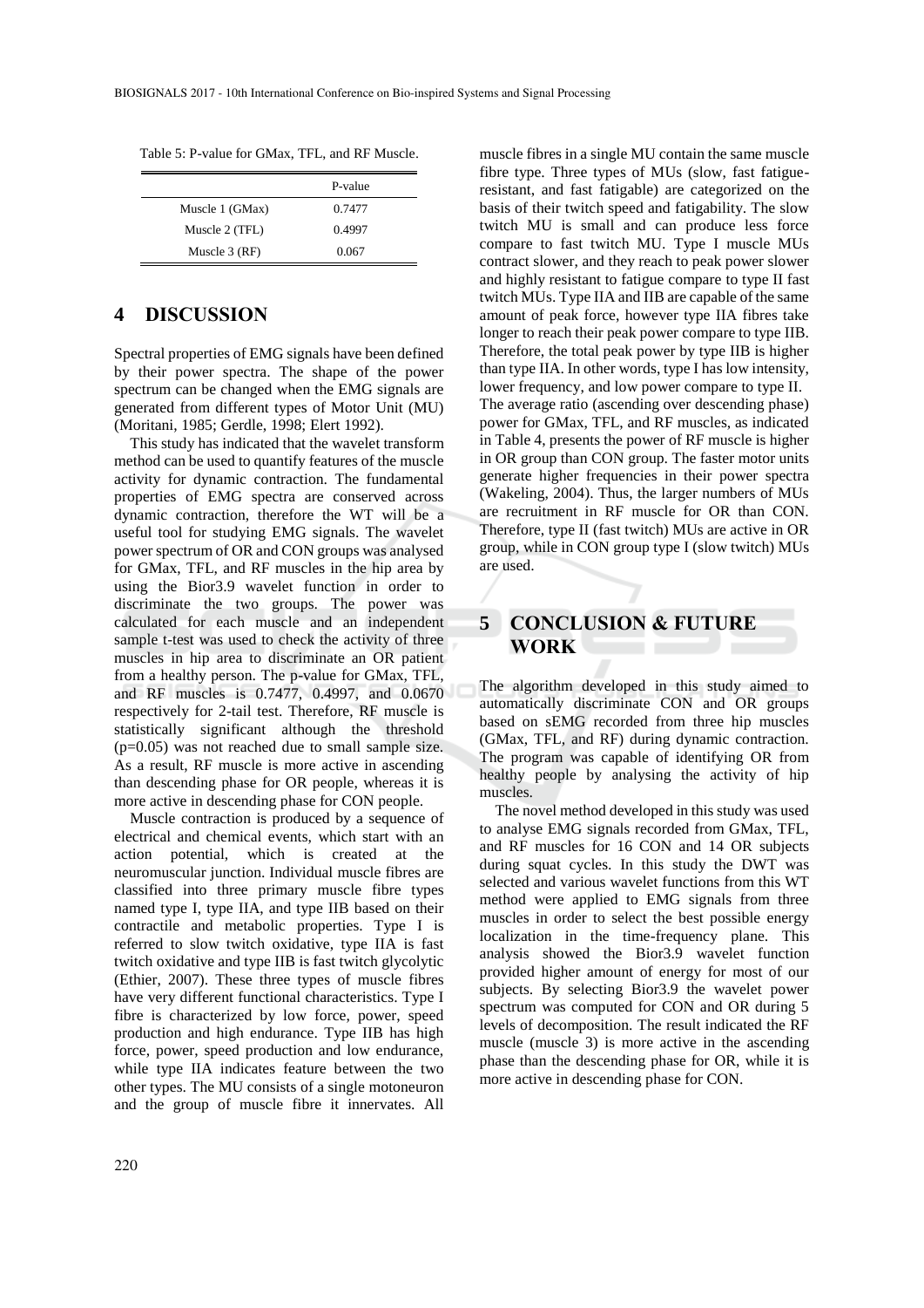Table 5: P-value for GMax, TFL, and RF Muscle.

| | P-value |
|---|---|
| Muscle 1 (GMax) | 0.7477 |
| Muscle 2 (TFL) | 0.4997 |
| Muscle 3 (RF) | 0.067 |

## 4 DISCUSSION

Spectral properties of EMG signals have been defined by their power spectra. The shape of the power spectrum can be changed when the EMG signals are generated from different types of Motor Unit (MU) (Moritani, 1985; Gerdle, 1998; Elert 1992).

This study has indicated that the wavelet transform method can be used to quantify features of the muscle activity for dynamic contraction. The fundamental properties of EMG spectra are conserved across dynamic contraction, therefore the WT will be a useful tool for studying EMG signals. The wavelet power spectrum of OR and CON groups was analysed for GMax, TFL, and RF muscles in the hip area by using the Bior3.9 wavelet function in order to discriminate the two groups. The power was calculated for each muscle and an independent sample t-test was used to check the activity of three muscles in hip area to discriminate an OR patient from a healthy person. The p-value for GMax, TFL, and RF muscles is 0.7477, 0.4997, and 0.0670 respectively for 2-tail test. Therefore, RF muscle is statistically significant although the threshold ($p=0.05$) was not reached due to small sample size. As a result, RF muscle is more active in ascending than descending phase for OR people, whereas it is more active in descending phase for CON people.

Muscle contraction is produced by a sequence of electrical and chemical events, which start with an action potential, which is created at the neuromuscular junction. Individual muscle fibres are classified into three primary muscle fibre types named type I, type IIA, and type IIB based on their contractile and metabolic properties. Type I is referred to slow twitch oxidative, type IIA is fast twitch oxidative and type IIB is fast twitch glycolytic (Ethier, 2007). These three types of muscle fibres have very different functional characteristics. Type I fibre is characterized by low force, power, speed production and high endurance. Type IIB has high force, power, speed production and low endurance, while type IIA indicates feature between the two other types. The MU consists of a single motoneuron and the group of muscle fibre it innervates. All muscle fibres in a single MU contain the same muscle fibre type. Three types of MUs (slow, fast fatigue-resistant, and fast fatigable) are categorized on the basis of their twitch speed and fatigability. The slow twitch MU is small and can produce less force compare to fast twitch MU. Type I muscle MUs contract slower, and they reach to peak power slower and highly resistant to fatigue compare to type II fast twitch MUs. Type IIA and IIB are capable of the same amount of peak force, however type IIA fibres take longer to reach their peak power compare to type IIB. Therefore, the total peak power by type IIB is higher than type IIA. In other words, type I has low intensity, lower frequency, and low power compare to type II.

The average ratio (ascending over descending phase) power for GMax, TFL, and RF muscles, as indicated in Table 4, presents the power of RF muscle is higher in OR group than CON group. The faster motor units generate higher frequencies in their power spectra (Wakeling, 2004). Thus, the larger numbers of MUs are recruitment in RF muscle for OR than CON. Therefore, type II (fast twitch) MUs are active in OR group, while in CON group type I (slow twitch) MUs are used.

## 5 CONCLUSION & FUTURE WORK

The algorithm developed in this study aimed to automatically discriminate CON and OR groups based on sEMG recorded from three hip muscles (GMax, TFL, and RF) during dynamic contraction. The program was capable of identifying OR from healthy people by analysing the activity of hip muscles.

The novel method developed in this study was used to analyse EMG signals recorded from GMax, TFL, and RF muscles for 16 CON and 14 OR subjects during squat cycles. In this study the DWT was selected and various wavelet functions from this WT method were applied to EMG signals from three muscles in order to select the best possible energy localization in the time-frequency plane. This analysis showed the Bior3.9 wavelet function provided higher amount of energy for most of our subjects. By selecting Bior3.9 the wavelet power spectrum was computed for CON and OR during 5 levels of decomposition. The result indicated the RF muscle (muscle 3) is more active in the ascending phase than the descending phase for OR, while it is more active in descending phase for CON.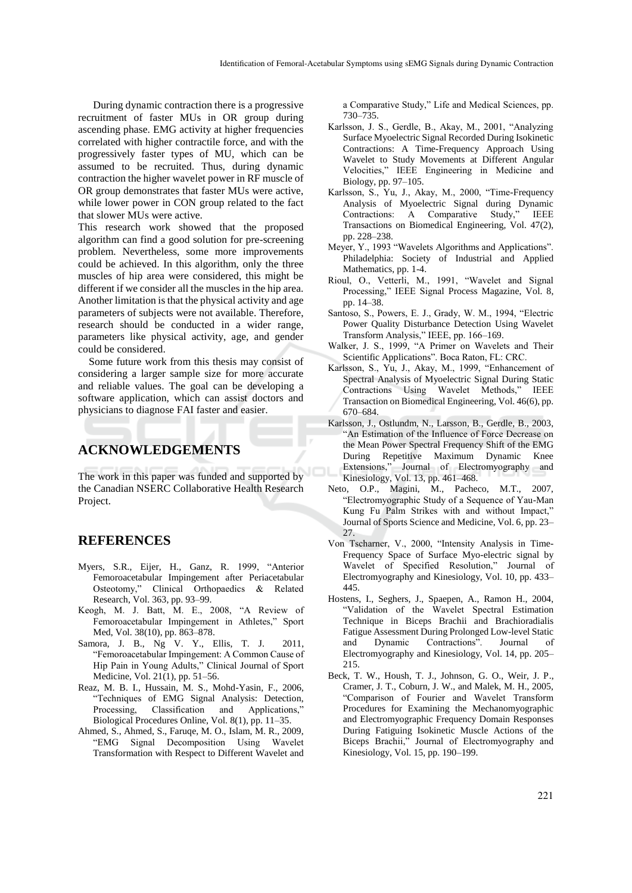During dynamic contraction there is a progressive recruitment of faster MUs in OR group during ascending phase. EMG activity at higher frequencies correlated with higher contractile force, and with the progressively faster types of MU, which can be assumed to be recruited. Thus, during dynamic contraction the higher wavelet power in RF muscle of OR group demonstrates that faster MUs were active, while lower power in CON group related to the fact that slower MUs were active.

This research work showed that the proposed algorithm can find a good solution for pre-screening problem. Nevertheless, some more improvements could be achieved. In this algorithm, only the three muscles of hip area were considered, this might be different if we consider all the muscles in the hip area. Another limitation is that the physical activity and age parameters of subjects were not available. Therefore, research should be conducted in a wider range, parameters like physical activity, age, and gender could be considered.

Some future work from this thesis may consist of considering a larger sample size for more accurate and reliable values. The goal can be developing a software application, which can assist doctors and physicians to diagnose FAI faster and easier.

## ACKNOWLEDGEMENTS

The work in this paper was funded and supported by the Canadian NSERC Collaborative Health Research Project.

## REFERENCES

Myers, S.R., Eijer, H., Ganz, R. 1999, "Anterior Femoroacetabular Impingement after Periacetabular Osteotomy," Clinical Orthopaedics & Related Research, Vol. 363, pp. 93–99.

Keogh, M. J. Batt, M. E., 2008, "A Review of Femoroacetabular Impingement in Athletes," Sport Med, Vol. 38(10), pp. 863–878.

Samora, J. B., Ng V. Y., Ellis, T. J. 2011, "Femoroacetabular Impingement: A Common Cause of Hip Pain in Young Adults," Clinical Journal of Sport Medicine, Vol. 21(1), pp. 51–56.

Reaz, M. B. I., Hussain, M. S., Mohd-Yasin, F., 2006, "Techniques of EMG Signal Analysis: Detection, Processing, Classification and Applications," Biological Procedures Online, Vol. 8(1), pp. 11–35.

Ahmed, S., Ahmed, S., Faruqe, M. O., Islam, M. R., 2009, "EMG Signal Decomposition Using Wavelet Transformation with Respect to Different Wavelet and a Comparative Study," Life and Medical Sciences, pp. 730–735.

Karlsson, J. S., Gerdle, B., Akay, M., 2001, "Analyzing Surface Myoelectric Signal Recorded During Isokinetic Contractions: A Time-Frequency Approach Using Wavelet to Study Movements at Different Angular Velocities," IEEE Engineering in Medicine and Biology, pp. 97–105.

Karlsson, S., Yu, J., Akay, M., 2000, "Time-Frequency Analysis of Myoelectric Signal during Dynamic Contractions: A Comparative Study," IEEE Transactions on Biomedical Engineering, Vol. 47(2), pp. 228–238.

Meyer, Y., 1993 "Wavelets Algorithms and Applications". Philadelphia: Society of Industrial and Applied Mathematics, pp. 1-4.

Rioul, O., Vetterli, M., 1991, "Wavelet and Signal Processing," IEEE Signal Process Magazine, Vol. 8, pp. 14–38.

Santoso, S., Powers, E. J., Grady, W. M., 1994, "Electric Power Quality Disturbance Detection Using Wavelet Transform Analysis," IEEE, pp. 166–169.

Walker, J. S., 1999, "A Primer on Wavelets and Their Scientific Applications". Boca Raton, FL: CRC.

Karlsson, S., Yu, J., Akay, M., 1999, "Enhancement of Spectral Analysis of Myoelectric Signal During Static Contractions Using Wavelet Methods," IEEE Transaction on Biomedical Engineering, Vol. 46(6), pp. 670–684.

Karlsson, J., Ostlundm, N., Larsson, B., Gerdle, B., 2003, "An Estimation of the Influence of Force Decrease on the Mean Power Spectral Frequency Shift of the EMG During Repetitive Maximum Dynamic Knee Extensions," Journal of Electromyography and Kinesiology, Vol. 13, pp. 461–468.

Neto, O.P., Magini, M., Pacheco, M.T., 2007, "Electromyographic Study of a Sequence of Yau-Man Kung Fu Palm Strikes with and without Impact," Journal of Sports Science and Medicine, Vol. 6, pp. 23–27.

Von Tscharner, V., 2000, "Intensity Analysis in Time-Frequency Space of Surface Myo-electric signal by Wavelet of Specified Resolution," Journal of Electromyography and Kinesiology, Vol. 10, pp. 433–445.

Hostens, I., Seghers, J., Spaepen, A., Ramon H., 2004, "Validation of the Wavelet Spectral Estimation Technique in Biceps Brachii and Brachioradialis Fatigue Assessment During Prolonged Low-level Static and Dynamic Contractions". Journal of Electromyography and Kinesiology, Vol. 14, pp. 205–215.

Beck, T. W., Housh, T. J., Johnson, G. O., Weir, J. P., Cramer, J. T., Coburn, J. W., and Malek, M. H., 2005, "Comparison of Fourier and Wavelet Transform Procedures for Examining the Mechanomyographic and Electromyographic Frequency Domain Responses During Fatiguing Isokinetic Muscle Actions of the Biceps Brachii," Journal of Electromyography and Kinesiology, Vol. 15, pp. 190–199.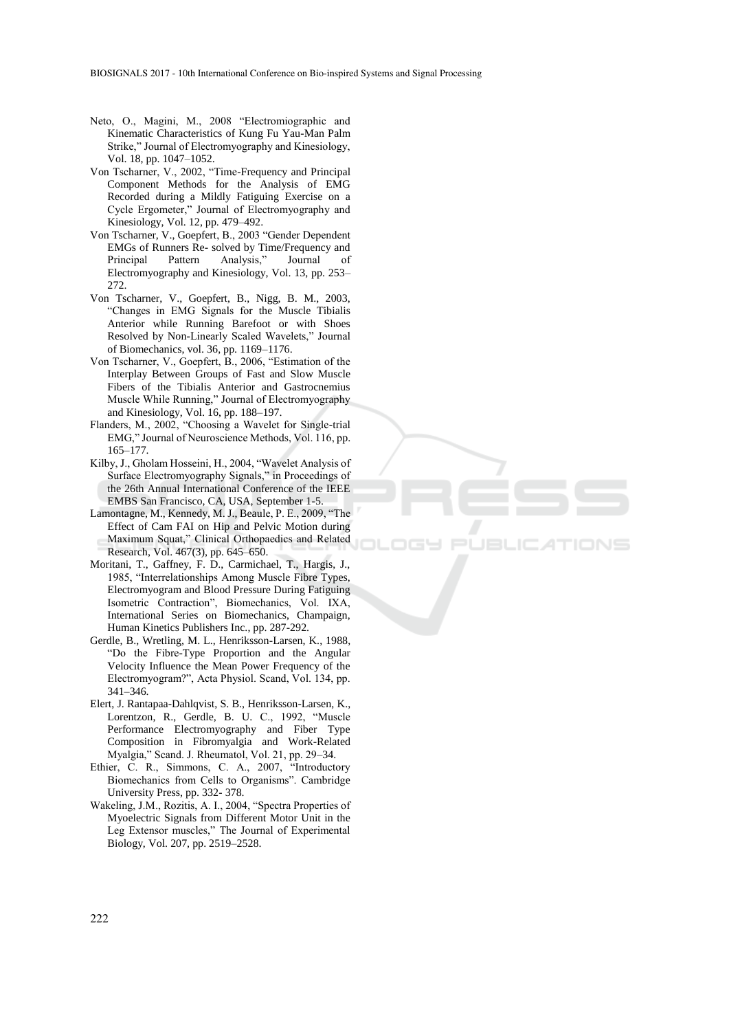Neto, O., Magini, M., 2008 "Electromiographic and Kinematic Characteristics of Kung Fu Yau-Man Palm Strike," Journal of Electromyography and Kinesiology, Vol. 18, pp. 1047–1052.

Von Tscharner, V., 2002, "Time-Frequency and Principal Component Methods for the Analysis of EMG Recorded during a Mildly Fatiguing Exercise on a Cycle Ergometer," Journal of Electromyography and Kinesiology, Vol. 12, pp. 479–492.

Von Tscharner, V., Goepfert, B., 2003 "Gender Dependent EMGs of Runners Re- solved by Time/Frequency and Principal Pattern Analysis," Journal of Electromyography and Kinesiology, Vol. 13, pp. 253–272.

Von Tscharner, V., Goepfert, B., Nigg, B. M., 2003, "Changes in EMG Signals for the Muscle Tibialis Anterior while Running Barefoot or with Shoes Resolved by Non-Linearly Scaled Wavelets," Journal of Biomechanics, vol. 36, pp. 1169–1176.

Von Tscharner, V., Goepfert, B., 2006, "Estimation of the Interplay Between Groups of Fast and Slow Muscle Fibers of the Tibialis Anterior and Gastrocnemius Muscle While Running," Journal of Electromyography and Kinesiology, Vol. 16, pp. 188–197.

Flanders, M., 2002, "Choosing a Wavelet for Single-trial EMG," Journal of Neuroscience Methods, Vol. 116, pp. 165–177.

Kilby, J., Gholam Hosseini, H., 2004, "Wavelet Analysis of Surface Electromyography Signals," in Proceedings of the 26th Annual International Conference of the IEEE EMBS San Francisco, CA, USA, September 1-5.

Lamontagne, M., Kennedy, M. J., Beaule, P. E., 2009, "The Effect of Cam FAI on Hip and Pelvic Motion during Maximum Squat," Clinical Orthopaedics and Related Research, Vol. 467(3), pp. 645–650.

Moritani, T., Gaffney, F. D., Carmichael, T., Hargis, J., 1985, "Interrelationships Among Muscle Fibre Types, Electromyogram and Blood Pressure During Fatiguing Isometric Contraction", Biomechanics, Vol. IXA, International Series on Biomechanics, Champaign, Human Kinetics Publishers Inc., pp. 287-292.

Gerdle, B., Wretling, M. L., Henriksson-Larsen, K., 1988, "Do the Fibre-Type Proportion and the Angular Velocity Influence the Mean Power Frequency of the Electromyogram?", Acta Physiol. Scand, Vol. 134, pp. 341–346.

Elert, J. Rantapaa-Dahlqvist, S. B., Henriksson-Larsen, K., Lorentzon, R., Gerdle, B. U. C., 1992, "Muscle Performance Electromyography and Fiber Type Composition in Fibromyalgia and Work-Related Myalgia," Scand. J. Rheumatol, Vol. 21, pp. 29–34.

Ethier, C. R., Simmons, C. A., 2007, "Introductory Biomechanics from Cells to Organisms". Cambridge University Press, pp. 332- 378.

Wakeling, J.M., Rozitis, A. I., 2004, "Spectra Properties of Myoelectric Signals from Different Motor Unit in the Leg Extensor muscles," The Journal of Experimental Biology, Vol. 207, pp. 2519–2528.